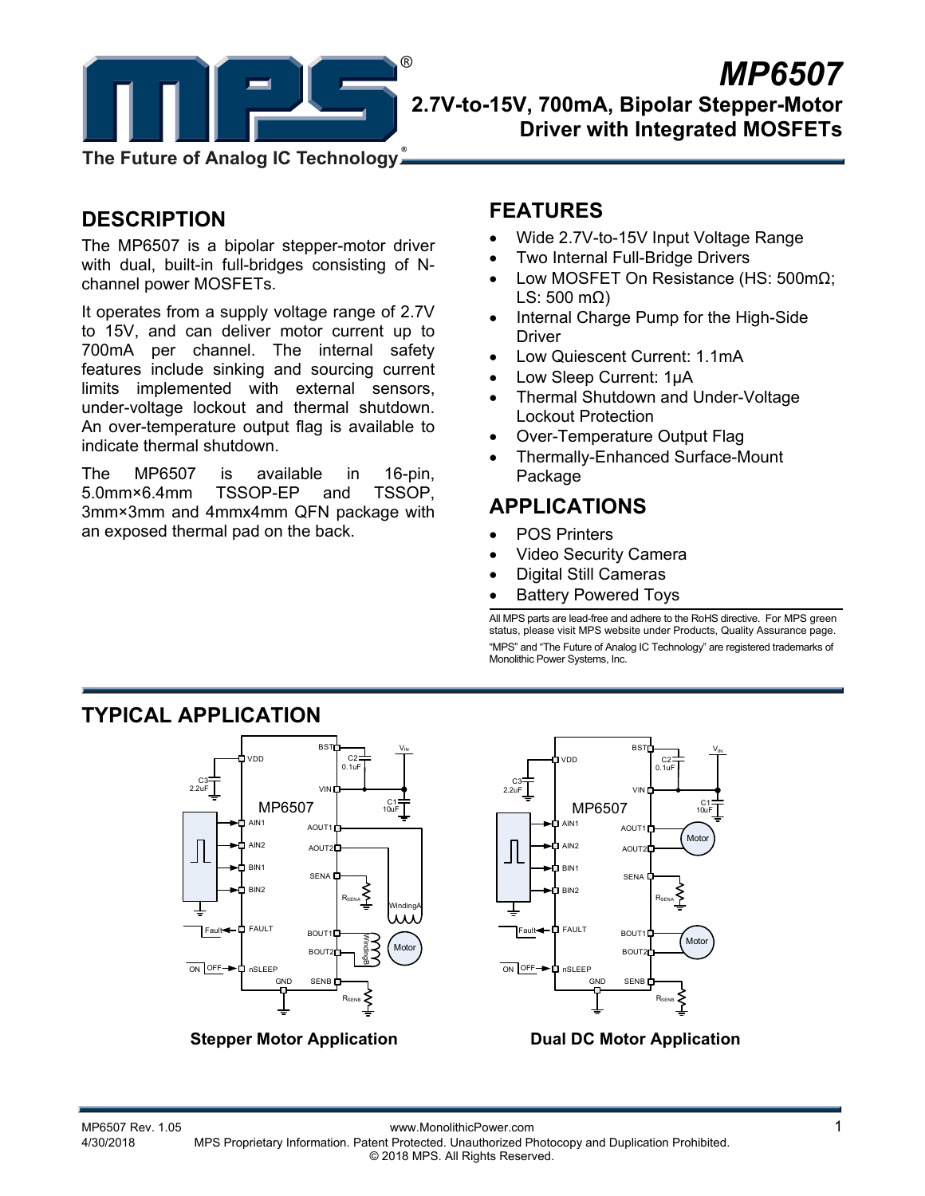# MP6507

## 2.7V-to-15V, 700mA, Bipolar Stepper-Motor Driver with Integrated MOSFETs

The Future of Analog IC Technology

## DESCRIPTION

The MP6507 is a bipolar stepper-motor driver with dual, built-in full-bridges consisting of N-channel power MOSFETs.

It operates from a supply voltage range of 2.7V to 15V, and can deliver motor current up to 700mA per channel. The internal safety features include sinking and sourcing current limits implemented with external sensors, under-voltage lockout and thermal shutdown. An over-temperature output flag is available to indicate thermal shutdown.

The MP6507 is available in 16-pin, 5.0mm×6.4mm TSSOP-EP and TSSOP, 3mm×3mm and 4mmx4mm QFN package with an exposed thermal pad on the back.

## FEATURES

- Wide 2.7V-to-15V Input Voltage Range
- Two Internal Full-Bridge Drivers
- Low MOSFET On Resistance (HS: 500mΩ; LS: 500 mΩ)
- Internal Charge Pump for the High-Side Driver
- Low Quiescent Current: 1.1mA
- Low Sleep Current: 1µA
- Thermal Shutdown and Under-Voltage Lockout Protection
- Over-Temperature Output Flag
- Thermally-Enhanced Surface-Mount Package

## APPLICATIONS

- POS Printers
- Video Security Camera
- Digital Still Cameras
- Battery Powered Toys

All MPS parts are lead-free and adhere to the RoHS directive. For MPS green status, please visit MPS website under Products, Quality Assurance page.

"MPS" and "The Future of Analog IC Technology" are registered trademarks of Monolithic Power Systems, Inc.

## TYPICAL APPLICATION

Stepper Motor Application

Dual DC Motor Application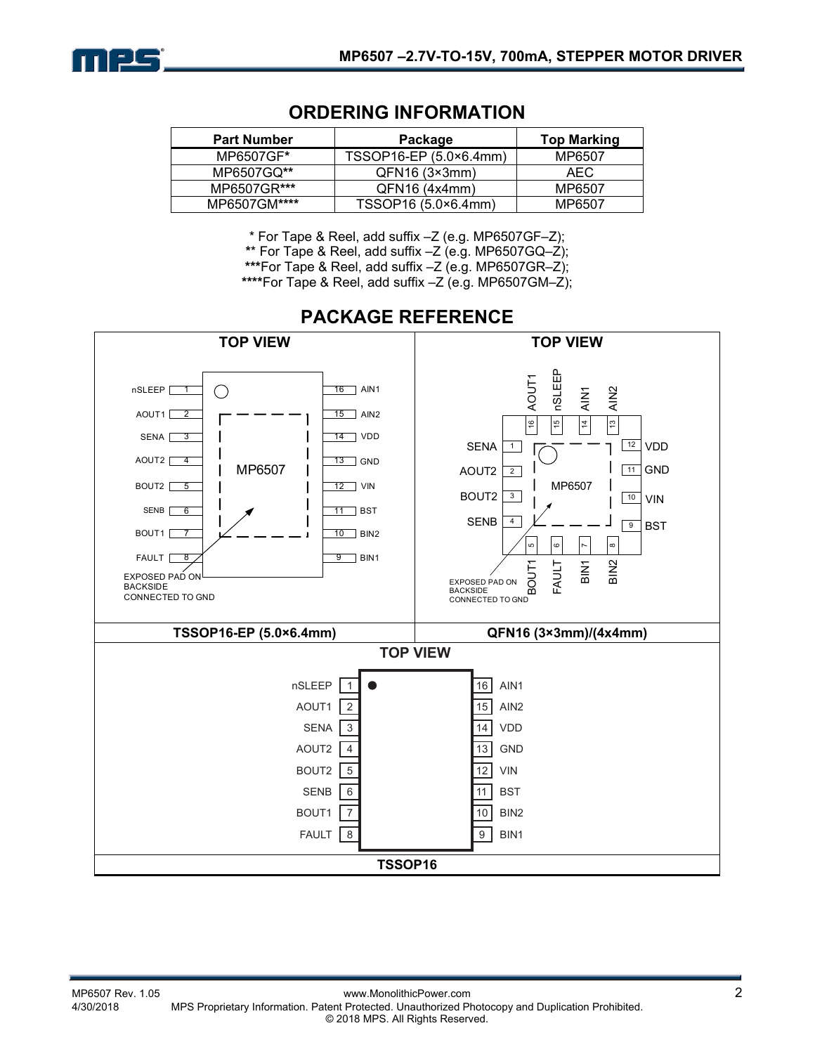## ORDERING INFORMATION

| Part Number | Package | Top Marking |
|---|---|---|
| MP6507GF* | TSSOP16-EP (5.0×6.4mm) | MP6507 |
| MP6507GQ** | QFN16 (3×3mm) | AEC |
| MP6507GR*** | QFN16 (4x4mm) | MP6507 |
| MP6507GM**** | TSSOP16 (5.0×6.4mm) | MP6507 |

* For Tape & Reel, add suffix –Z (e.g. MP6507GF–Z);
** For Tape & Reel, add suffix –Z (e.g. MP6507GQ–Z);
***For Tape & Reel, add suffix –Z (e.g. MP6507GR–Z);
****For Tape & Reel, add suffix –Z (e.g. MP6507GM–Z);

## PACKAGE REFERENCE

**TOP VIEW**

| Pin | Name | Pin | Name |
|---|---|---|---|
| 1 | nSLEEP | 16 | AIN1 |
| 2 | AOUT1 | 15 | AIN2 |
| 3 | SENA | 14 | VDD |
| 4 | AOUT2 | 13 | GND |
| 5 | BOUT2 | 12 | VIN |
| 6 | SENB | 11 | BST |
| 7 | BOUT1 | 10 | BIN2 |
| 8 | FAULT | 9 | BIN1 |

MP6507

EXPOSED PAD ON BACKSIDE CONNECTED TO GND

**TSSOP16-EP (5.0×6.4mm)**

**TOP VIEW**

| Pin | Name | Pin | Name |
|---|---|---|---|
| 1 | SENA | 9 | BST |
| 2 | AOUT2 | 10 | VIN |
| 3 | BOUT2 | 11 | GND |
| 4 | SENB | 12 | VDD |
| 5 | BOUT1 | 13 | AIN2 |
| 6 | FAULT | 14 | AIN1 |
| 7 | BIN1 | 15 | nSLEEP |
| 8 | BIN2 | 16 | AOUT1 |

MP6507

EXPOSED PAD ON BACKSIDE CONNECTED TO GND

**QFN16 (3×3mm)/(4x4mm)**

**TOP VIEW**

| Pin | Name | Pin | Name |
|---|---|---|---|
| 1 | nSLEEP | 16 | AIN1 |
| 2 | AOUT1 | 15 | AIN2 |
| 3 | SENA | 14 | VDD |
| 4 | AOUT2 | 13 | GND |
| 5 | BOUT2 | 12 | VIN |
| 6 | SENB | 11 | BST |
| 7 | BOUT1 | 10 | BIN2 |
| 8 | FAULT | 9 | BIN1 |

**TSSOP16**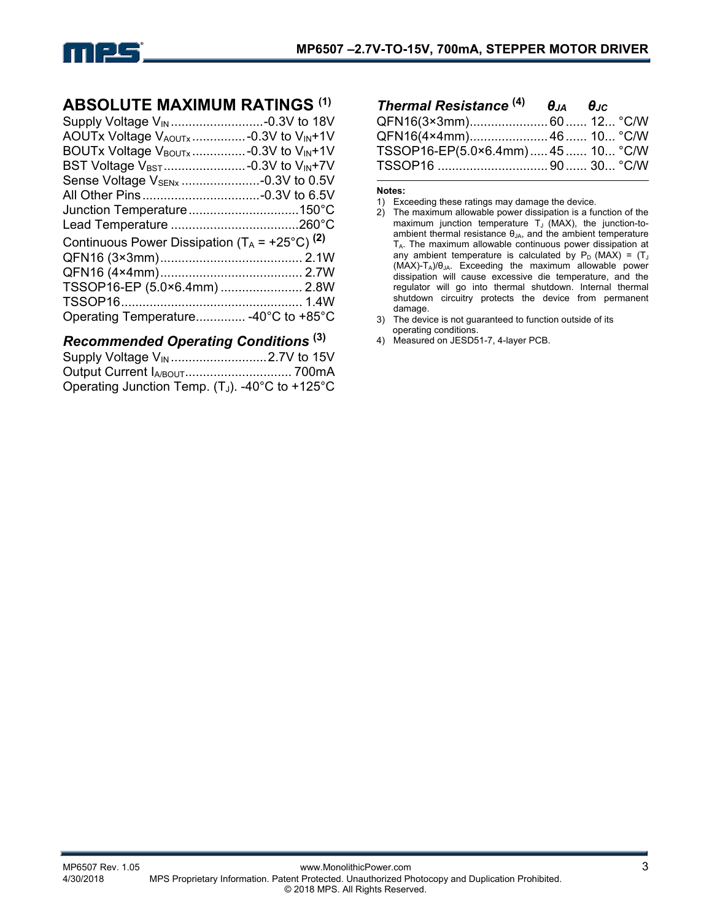## ABSOLUTE MAXIMUM RATINGS [(1)]

Supply Voltage $V_{IN}$ .......................... -0.3V to 18V
AOUTx Voltage $V_{AOUTx}$ ............... -0.3V to $V_{IN}$+1V
BOUTx Voltage $V_{BOUTx}$ ............... -0.3V to $V_{IN}$+1V
BST Voltage $V_{BST}$ ....................... -0.3V to $V_{IN}$+7V
Sense Voltage $V_{SENx}$ ...................... -0.3V to 0.5V
All Other Pins ................................. -0.3V to 6.5V
Junction Temperature ............................... 150°C
Lead Temperature .................................... 260°C
Continuous Power Dissipation ($T_A$ = +25°C) [(2)]
QFN16 (3×3mm) ........................................ 2.1W
QFN16 (4×4mm) ........................................ 2.7W
TSSOP16-EP (5.0×6.4mm) ....................... 2.8W
TSSOP16 ................................................... 1.4W
Operating Temperature .............. -40°C to +85°C

### *Recommended Operating Conditions* [(3)]

Supply Voltage $V_{IN}$ ........................... 2.7V to 15V
Output Current $I_{A/BOUT}$ .............................. 700mA
Operating Junction Temp. ($T_J$). -40°C to +125°C

### *Thermal Resistance* [(4)]

| | $\theta_{JA}$ | $\theta_{JC}$ | |
|---|---|---|---|
| QFN16(3×3mm) | 60 | 12 | °C/W |
| QFN16(4×4mm) | 46 | 10 | °C/W |
| TSSOP16-EP(5.0×6.4mm) | 45 | 10 | °C/W |
| TSSOP16 | 90 | 30 | °C/W |

**Notes:**

1) Exceeding these ratings may damage the device.
2) The maximum allowable power dissipation is a function of the maximum junction temperature $T_J$ (MAX), the junction-to-ambient thermal resistance $\theta_{JA}$, and the ambient temperature $T_A$. The maximum allowable continuous power dissipation at any ambient temperature is calculated by $P_D$ (MAX) = ($T_J$ (MAX)-$T_A$)/$\theta_{JA}$. Exceeding the maximum allowable power dissipation will cause excessive die temperature, and the regulator will go into thermal shutdown. Internal thermal shutdown circuitry protects the device from permanent damage.
3) The device is not guaranteed to function outside of its operating conditions.
4) Measured on JESD51-7, 4-layer PCB.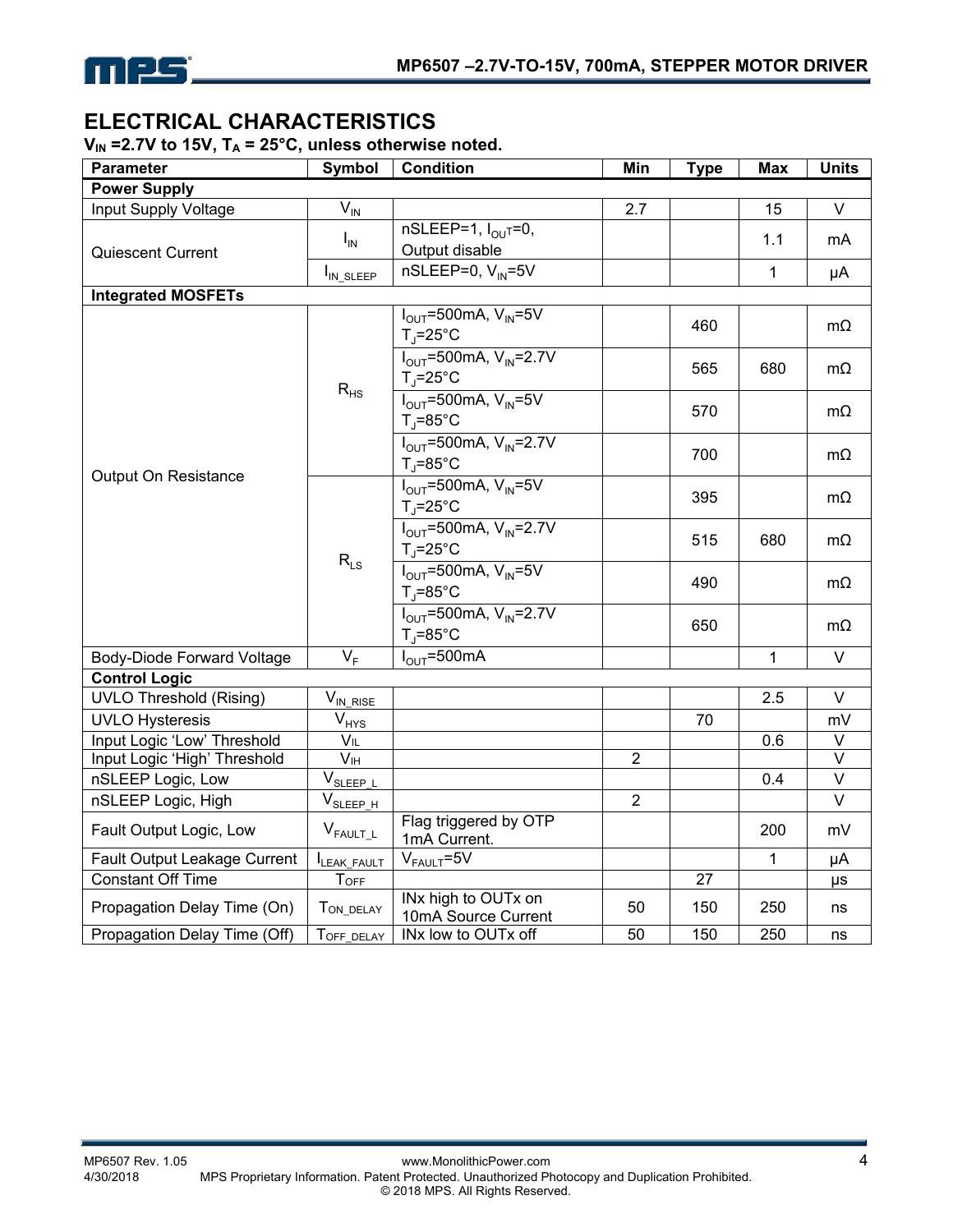## ELECTRICAL CHARACTERISTICS

**$V_{IN}$ =2.7V to 15V, $T_A$ = 25°C, unless otherwise noted.**

| Parameter | Symbol | Condition | Min | Type | Max | Units |
|---|---|---|---|---|---|---|
| **Power Supply** | | | | | | |
| Input Supply Voltage | $V_{IN}$ | | 2.7 | | 15 | V |
| Quiescent Current | $I_{IN}$ | nSLEEP=1, $I_{OUT}$=0, Output disable | | | 1.1 | mA |
| | $I_{IN\_SLEEP}$ | nSLEEP=0, $V_{IN}$=5V | | | 1 | μA |
| **Integrated MOSFETs** | | | | | | |
| Output On Resistance | $R_{HS}$ | $I_{OUT}$=500mA, $V_{IN}$=5V $T_J$=25°C | | 460 | | mΩ |
| | | $I_{OUT}$=500mA, $V_{IN}$=2.7V $T_J$=25°C | | 565 | 680 | mΩ |
| | | $I_{OUT}$=500mA, $V_{IN}$=5V $T_J$=85°C | | 570 | | mΩ |
| | | $I_{OUT}$=500mA, $V_{IN}$=2.7V $T_J$=85°C | | 700 | | mΩ |
| | $R_{LS}$ | $I_{OUT}$=500mA, $V_{IN}$=5V $T_J$=25°C | | 395 | | mΩ |
| | | $I_{OUT}$=500mA, $V_{IN}$=2.7V $T_J$=25°C | | 515 | 680 | mΩ |
| | | $I_{OUT}$=500mA, $V_{IN}$=5V $T_J$=85°C | | 490 | | mΩ |
| | | $I_{OUT}$=500mA, $V_{IN}$=2.7V $T_J$=85°C | | 650 | | mΩ |
| Body-Diode Forward Voltage | $V_F$ | $I_{OUT}$=500mA | | | 1 | V |
| **Control Logic** | | | | | | |
| UVLO Threshold (Rising) | $V_{IN\_RISE}$ | | | | 2.5 | V |
| UVLO Hysteresis | $V_{HYS}$ | | | 70 | | mV |
| Input Logic 'Low' Threshold | $V_{IL}$ | | | | 0.6 | V |
| Input Logic 'High' Threshold | $V_{IH}$ | | 2 | | | V |
| nSLEEP Logic, Low | $V_{SLEEP\_L}$ | | | | 0.4 | V |
| nSLEEP Logic, High | $V_{SLEEP\_H}$ | | 2 | | | V |
| Fault Output Logic, Low | $V_{FAULT\_L}$ | Flag triggered by OTP 1mA Current. | | | 200 | mV |
| Fault Output Leakage Current | $I_{LEAK\_FAULT}$ | $V_{FAULT}$=5V | | | 1 | μA |
| Constant Off Time | $T_{OFF}$ | | | 27 | | μs |
| Propagation Delay Time (On) | $T_{ON\_DELAY}$ | INx high to OUTx on 10mA Source Current | 50 | 150 | 250 | ns |
| Propagation Delay Time (Off) | $T_{OFF\_DELAY}$ | INx low to OUTx off | 50 | 150 | 250 | ns |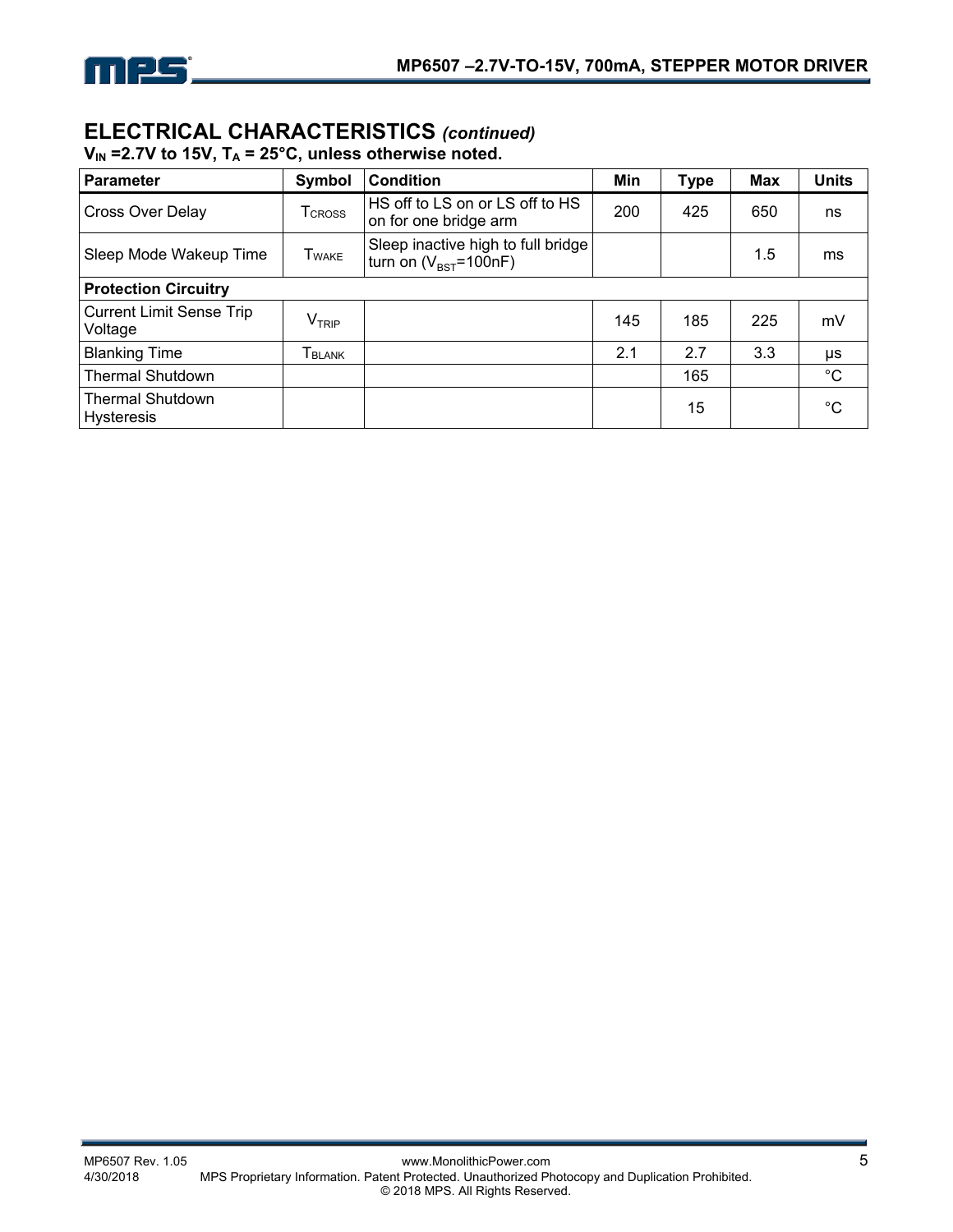## ELECTRICAL CHARACTERISTICS *(continued)*

**$V_{IN}$ =2.7V to 15V, $T_A$ = 25°C, unless otherwise noted.**

| Parameter | Symbol | Condition | Min | Type | Max | Units |
|---|---|---|---|---|---|---|
| Cross Over Delay | $T_{CROSS}$ | HS off to LS on or LS off to HS on for one bridge arm | 200 | 425 | 650 | ns |
| Sleep Mode Wakeup Time | $T_{WAKE}$ | Sleep inactive high to full bridge turn on ($V_{BST}$=100nF) | | | 1.5 | ms |
| **Protection Circuitry** | | | | | | |
| Current Limit Sense Trip Voltage | $V_{TRIP}$ | | 145 | 185 | 225 | mV |
| Blanking Time | $T_{BLANK}$ | | 2.1 | 2.7 | 3.3 | μs |
| Thermal Shutdown | | | | 165 | | °C |
| Thermal Shutdown Hysteresis | | | | 15 | | °C |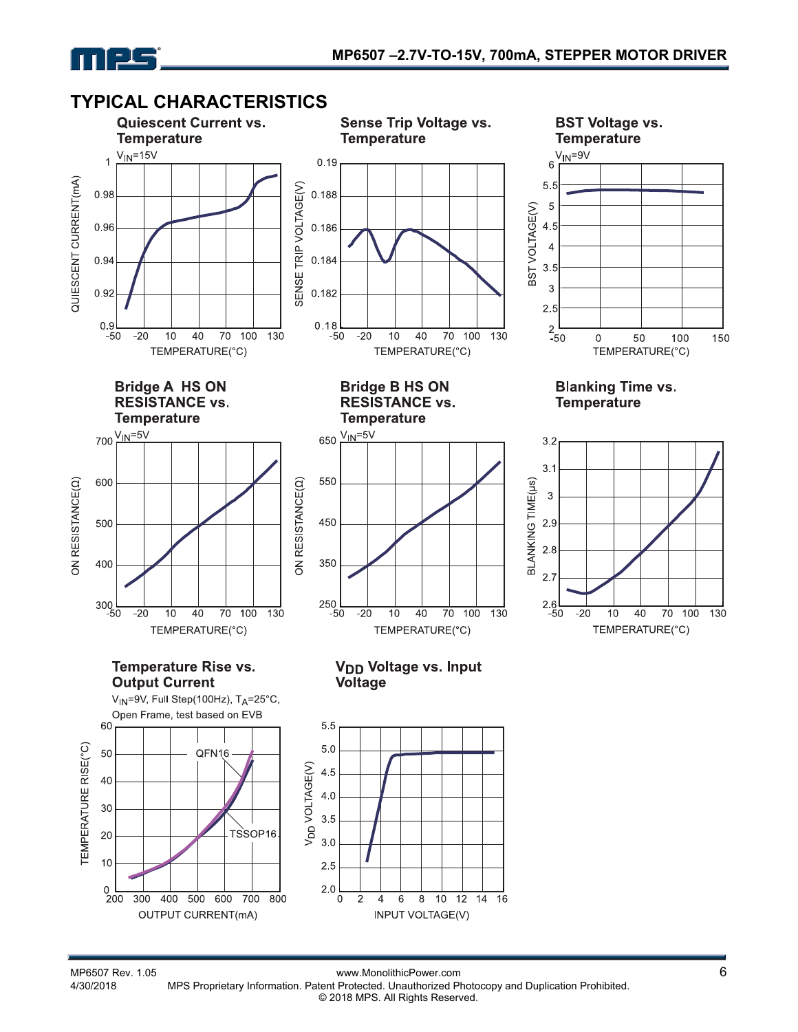## TYPICAL CHARACTERISTICS

**Quiescent Current vs. Temperature**

$V_{IN}$=15V

**Sense Trip Voltage vs. Temperature**

**BST Voltage vs. Temperature**

$V_{IN}$=9V

**Bridge A HS ON RESISTANCE vs. Temperature**

$V_{IN}$=5V

**Bridge B HS ON RESISTANCE vs. Temperature**

$V_{IN}$=5V

**Blanking Time vs. Temperature**

**Temperature Rise vs. Output Current**

$V_{IN}$=9V, Full Step(100Hz), $T_A$=25°C, Open Frame, test based on EVB

**$V_{DD}$ Voltage vs. Input Voltage**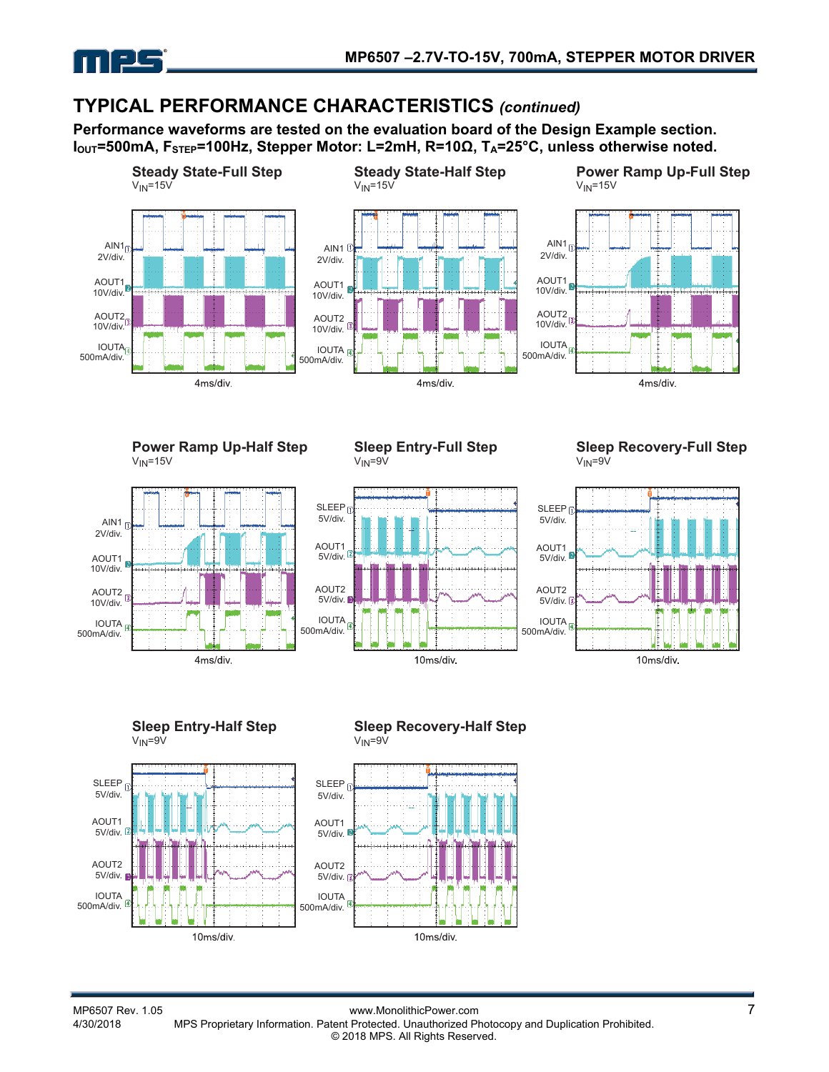## TYPICAL PERFORMANCE CHARACTERISTICS *(continued)*

**Performance waveforms are tested on the evaluation board of the Design Example section.**
**$I_{OUT}$=500mA, $F_{STEP}$=100Hz, Stepper Motor: L=2mH, R=10Ω, $T_A$=25°C, unless otherwise noted.**

**Steady State-Full Step**
$V_{IN}$=15V

AIN1 2V/div.
AOUT1 10V/div.
AOUT2 10V/div.
IOUTA 500mA/div.
4ms/div.

**Steady State-Half Step**
$V_{IN}$=15V

AIN1 2V/div.
AOUT1 10V/div.
AOUT2 10V/div.
IOUTA 500mA/div.
4ms/div.

**Power Ramp Up-Full Step**
$V_{IN}$=15V

AIN1 2V/div.
AOUT1 10V/div.
AOUT2 10V/div.
IOUTA 500mA/div.
4ms/div.

**Power Ramp Up-Half Step**
$V_{IN}$=15V

AIN1 2V/div.
AOUT1 10V/div.
AOUT2 10V/div.
IOUTA 500mA/div.
4ms/div.

**Sleep Entry-Full Step**
$V_{IN}$=9V

SLEEP 5V/div.
AOUT1 5V/div.
AOUT2 5V/div.
IOUTA 500mA/div.
10ms/div.

**Sleep Recovery-Full Step**
$V_{IN}$=9V

SLEEP 5V/div.
AOUT1 5V/div.
AOUT2 5V/div.
IOUTA 500mA/div.
10ms/div.

**Sleep Entry-Half Step**
$V_{IN}$=9V

SLEEP 5V/div.
AOUT1 5V/div.
AOUT2 5V/div.
IOUTA 500mA/div.
10ms/div.

**Sleep Recovery-Half Step**
$V_{IN}$=9V

SLEEP 5V/div.
AOUT1 5V/div.
AOUT2 5V/div.
IOUTA 500mA/div.
10ms/div.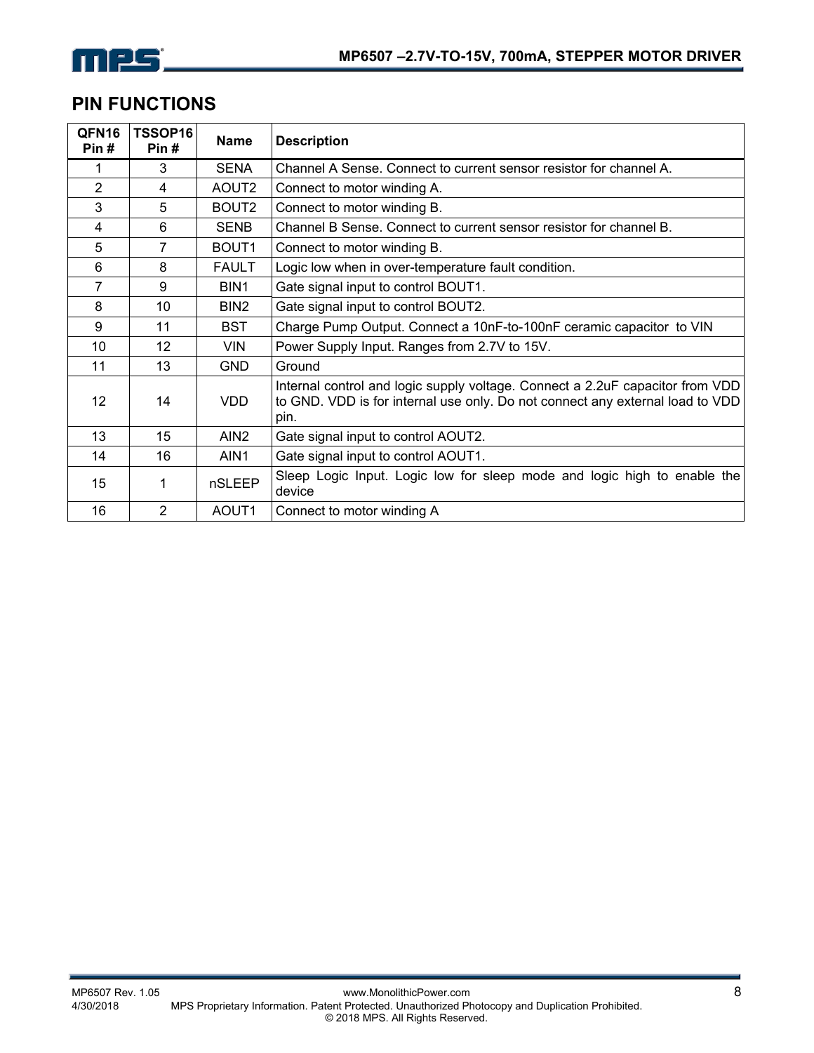## PIN FUNCTIONS

| QFN16 Pin # | TSSOP16 Pin # | Name | Description |
|---|---|---|---|
| 1 | 3 | SENA | Channel A Sense. Connect to current sensor resistor for channel A. |
| 2 | 4 | AOUT2 | Connect to motor winding A. |
| 3 | 5 | BOUT2 | Connect to motor winding B. |
| 4 | 6 | SENB | Channel B Sense. Connect to current sensor resistor for channel B. |
| 5 | 7 | BOUT1 | Connect to motor winding B. |
| 6 | 8 | FAULT | Logic low when in over-temperature fault condition. |
| 7 | 9 | BIN1 | Gate signal input to control BOUT1. |
| 8 | 10 | BIN2 | Gate signal input to control BOUT2. |
| 9 | 11 | BST | Charge Pump Output. Connect a 10nF-to-100nF ceramic capacitor to VIN |
| 10 | 12 | VIN | Power Supply Input. Ranges from 2.7V to 15V. |
| 11 | 13 | GND | Ground |
| 12 | 14 | VDD | Internal control and logic supply voltage. Connect a 2.2uF capacitor from VDD to GND. VDD is for internal use only. Do not connect any external load to VDD pin. |
| 13 | 15 | AIN2 | Gate signal input to control AOUT2. |
| 14 | 16 | AIN1 | Gate signal input to control AOUT1. |
| 15 | 1 | nSLEEP | Sleep Logic Input. Logic low for sleep mode and logic high to enable the device |
| 16 | 2 | AOUT1 | Connect to motor winding A |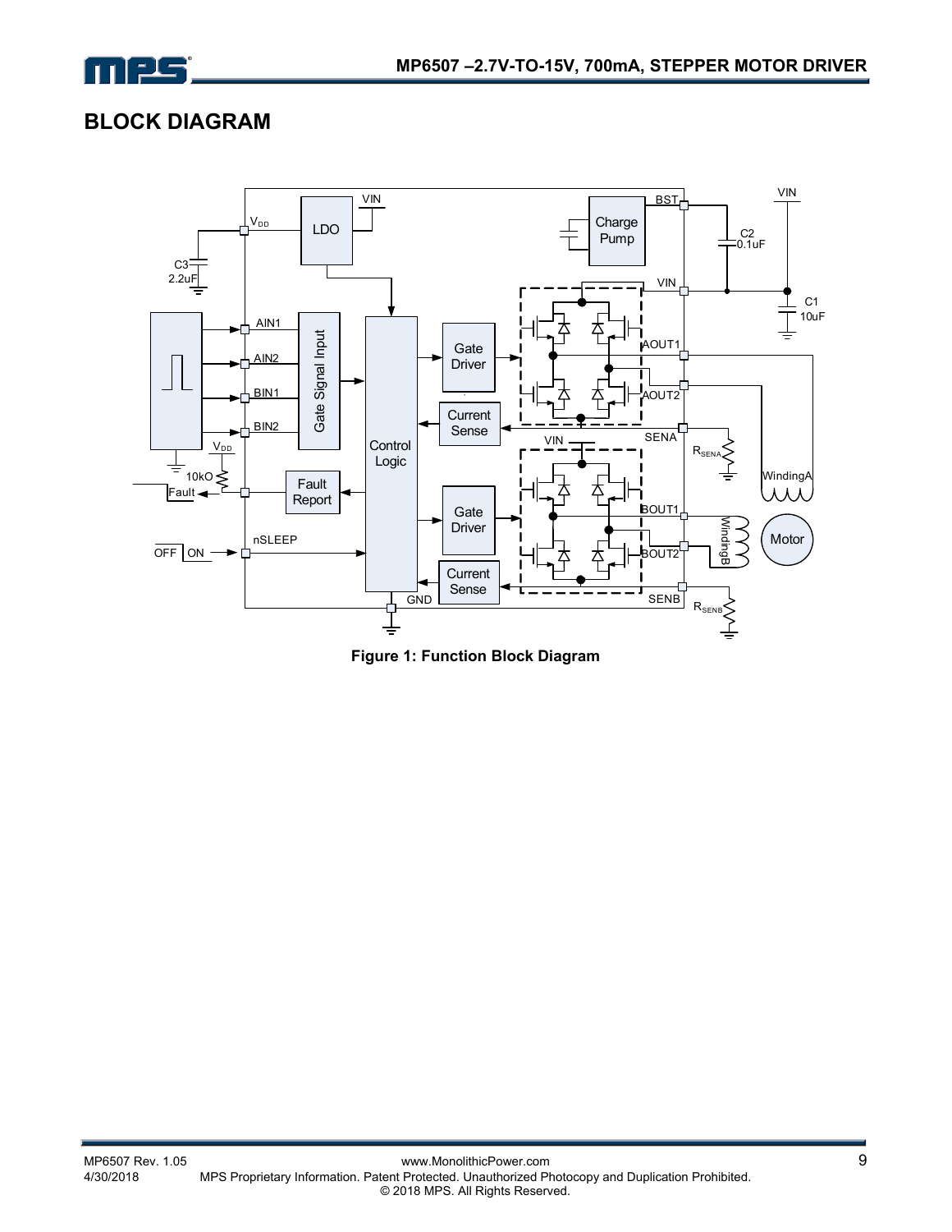## BLOCK DIAGRAM

Figure 1: Function Block Diagram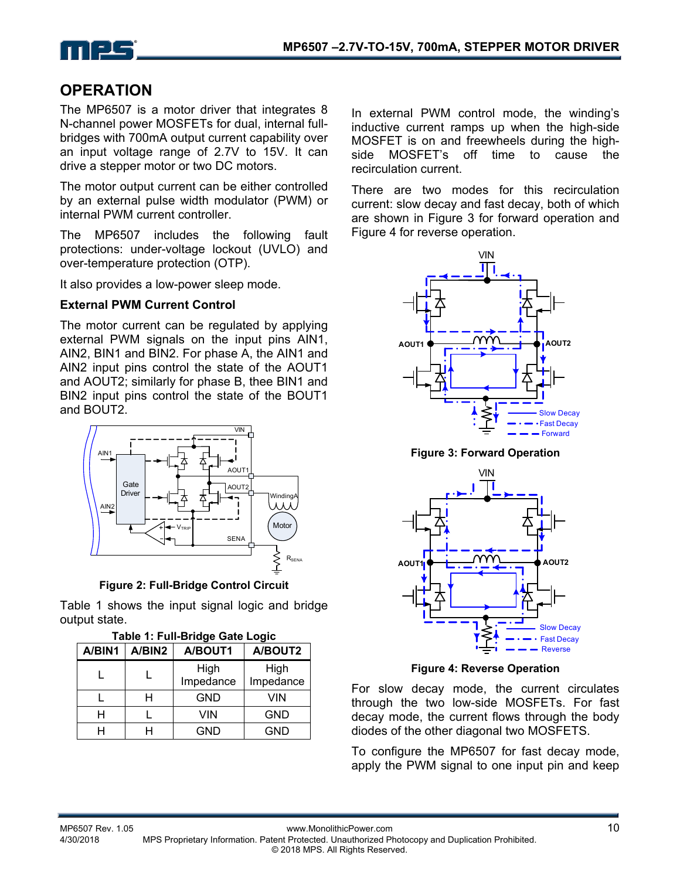## OPERATION

The MP6507 is a motor driver that integrates 8 N-channel power MOSFETs for dual, internal full-bridges with 700mA output current capability over an input voltage range of 2.7V to 15V. It can drive a stepper motor or two DC motors.

The motor output current can be either controlled by an external pulse width modulator (PWM) or internal PWM current controller.

The MP6507 includes the following fault protections: under-voltage lockout (UVLO) and over-temperature protection (OTP).

It also provides a low-power sleep mode.

### External PWM Current Control

The motor current can be regulated by applying external PWM signals on the input pins AIN1, AIN2, BIN1 and BIN2. For phase A, the AIN1 and AIN2 input pins control the state of the AOUT1 and AOUT2; similarly for phase B, thee BIN1 and BIN2 input pins control the state of the BOUT1 and BOUT2.

Figure 2: Full-Bridge Control Circuit

Table 1 shows the input signal logic and bridge output state.

**Table 1: Full-Bridge Gate Logic**

| A/BIN1 | A/BIN2 | A/BOUT1 | A/BOUT2 |
|---|---|---|---|
| L | L | High Impedance | High Impedance |
| L | H | GND | VIN |
| H | L | VIN | GND |
| H | H | GND | GND |

In external PWM control mode, the winding's inductive current ramps up when the high-side MOSFET is on and freewheels during the high-side MOSFET's off time to cause the recirculation current.

There are two modes for this recirculation current: slow decay and fast decay, both of which are shown in Figure 3 for forward operation and Figure 4 for reverse operation.

Figure 3: Forward Operation

Figure 4: Reverse Operation

For slow decay mode, the current circulates through the two low-side MOSFETs. For fast decay mode, the current flows through the body diodes of the other diagonal two MOSFETS.

To configure the MP6507 for fast decay mode, apply the PWM signal to one input pin and keep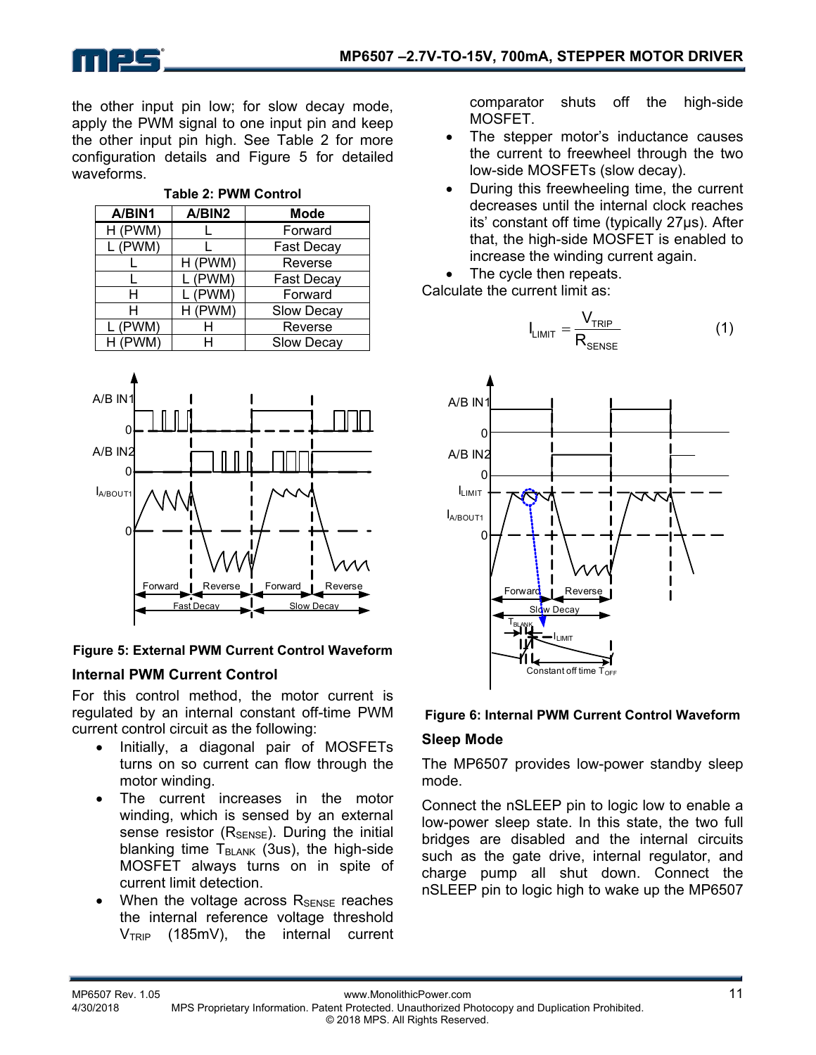the other input pin low; for slow decay mode, apply the PWM signal to one input pin and keep the other input pin high. See Table 2 for more configuration details and Figure 5 for detailed waveforms.

**Table 2: PWM Control**

| A/BIN1 | A/BIN2 | Mode |
|---|---|---|
| H (PWM) | L | Forward |
| L (PWM) | L | Fast Decay |
| L | H (PWM) | Reverse |
| L | L (PWM) | Fast Decay |
| H | L (PWM) | Forward |
| H | H (PWM) | Slow Decay |
| L (PWM) | H | Reverse |
| H (PWM) | H | Slow Decay |

**Figure 5: External PWM Current Control Waveform**

### Internal PWM Current Control

For this control method, the motor current is regulated by an internal constant off-time PWM current control circuit as the following:

- Initially, a diagonal pair of MOSFETs turns on so current can flow through the motor winding.
- The current increases in the motor winding, which is sensed by an external sense resistor ($R_{SENSE}$). During the initial blanking time $T_{BLANK}$ (3us), the high-side MOSFET always turns on in spite of current limit detection.
- When the voltage across $R_{SENSE}$ reaches the internal reference voltage threshold $V_{TRIP}$ (185mV), the internal current comparator shuts off the high-side MOSFET.
- The stepper motor's inductance causes the current to freewheel through the two low-side MOSFETs (slow decay).
- During this freewheeling time, the current decreases until the internal clock reaches its' constant off time (typically 27μs). After that, the high-side MOSFET is enabled to increase the winding current again.
- The cycle then repeats.

Calculate the current limit as:

$$I_{LIMIT} = \frac{V_{TRIP}}{R_{SENSE}} \qquad (1)$$

**Figure 6: Internal PWM Current Control Waveform**

### Sleep Mode

The MP6507 provides low-power standby sleep mode.

Connect the nSLEEP pin to logic low to enable a low-power sleep state. In this state, the two full bridges are disabled and the internal circuits such as the gate drive, internal regulator, and charge pump all shut down. Connect the nSLEEP pin to logic high to wake up the MP6507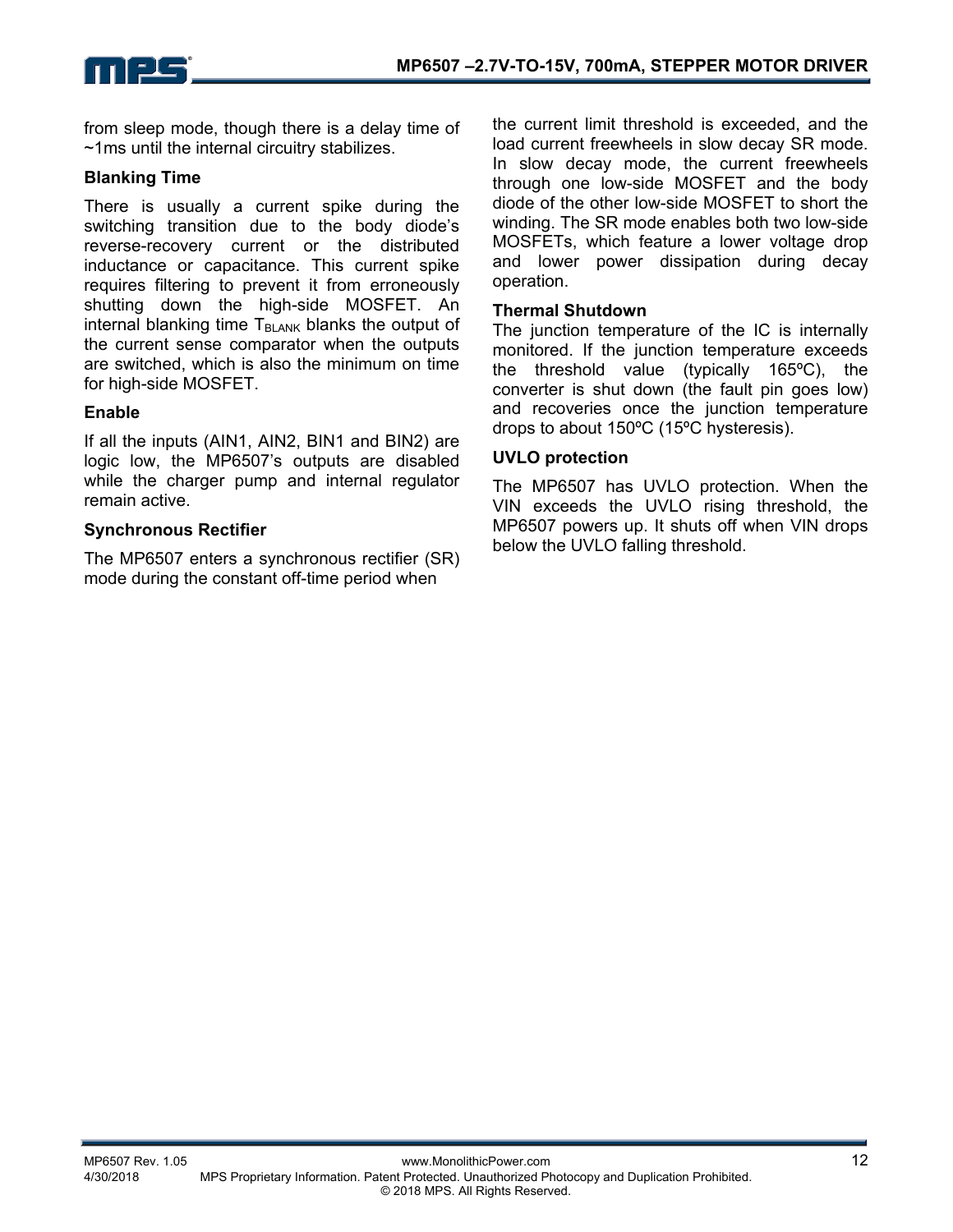from sleep mode, though there is a delay time of ~1ms until the internal circuitry stabilizes.

### Blanking Time

There is usually a current spike during the switching transition due to the body diode's reverse-recovery current or the distributed inductance or capacitance. This current spike requires filtering to prevent it from erroneously shutting down the high-side MOSFET. An internal blanking time $T_{BLANK}$ blanks the output of the current sense comparator when the outputs are switched, which is also the minimum on time for high-side MOSFET.

### Enable

If all the inputs (AIN1, AIN2, BIN1 and BIN2) are logic low, the MP6507's outputs are disabled while the charger pump and internal regulator remain active.

### Synchronous Rectifier

The MP6507 enters a synchronous rectifier (SR) mode during the constant off-time period when the current limit threshold is exceeded, and the load current freewheels in slow decay SR mode. In slow decay mode, the current freewheels through one low-side MOSFET and the body diode of the other low-side MOSFET to short the winding. The SR mode enables both two low-side MOSFETs, which feature a lower voltage drop and lower power dissipation during decay operation.

### Thermal Shutdown

The junction temperature of the IC is internally monitored. If the junction temperature exceeds the threshold value (typically 165ºC), the converter is shut down (the fault pin goes low) and recoveries once the junction temperature drops to about 150ºC (15ºC hysteresis).

### UVLO protection

The MP6507 has UVLO protection. When the VIN exceeds the UVLO rising threshold, the MP6507 powers up. It shuts off when VIN drops below the UVLO falling threshold.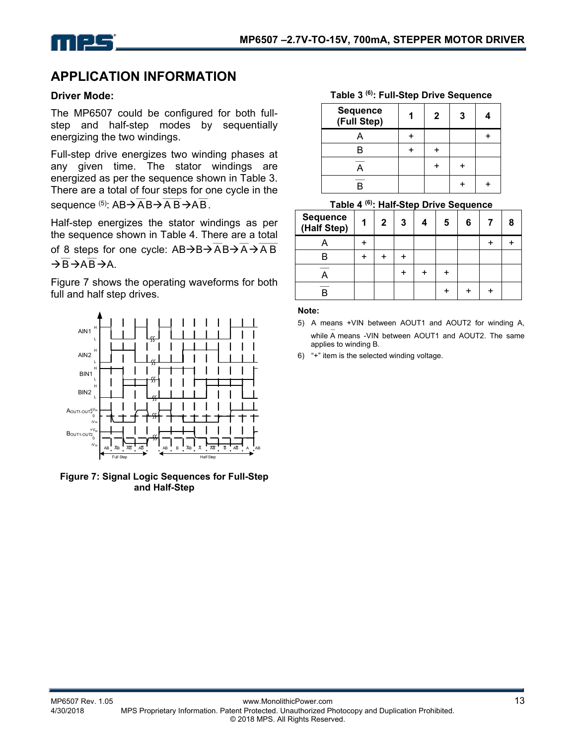## APPLICATION INFORMATION

### Driver Mode:

The MP6507 could be configured for both full-step and half-step modes by sequentially energizing the two windings.

Full-step drive energizes two winding phases at any given time. The stator windings are energized as per the sequence shown in Table 3. There are a total of four steps for one cycle in the sequence [5]: AB→$\overline{A}$B→$\overline{A}\,\overline{B}$→A$\overline{B}$.

Half-step energizes the stator windings as per the sequence shown in Table 4. There are a total of 8 steps for one cycle: AB→B→$\overline{A}$B→$\overline{A}$→$\overline{A}\,\overline{B}$→$\overline{B}$→A$\overline{B}$→A.

Figure 7 shows the operating waveforms for both full and half step drives.

**Figure 7: Signal Logic Sequences for Full-Step and Half-Step**

**Table 3 [6]: Full-Step Drive Sequence**

| Sequence (Full Step) | 1 | 2 | 3 | 4 |
|---|---|---|---|---|
| A | + | | | + |
| B | + | + | | |
| $\overline{A}$ | | + | + | |
| $\overline{B}$ | | | + | + |

**Table 4 [6]: Half-Step Drive Sequence**

| Sequence (Half Step) | 1 | 2 | 3 | 4 | 5 | 6 | 7 | 8 |
|---|---|---|---|---|---|---|---|---|
| A | + | | | | | | + | + |
| B | + | + | + | | | | | |
| $\overline{A}$ | | | + | + | + | | | |
| $\overline{B}$ | | | | | + | + | + | |

**Note:**

5) A means +VIN between AOUT1 and AOUT2 for winding A, while $\overline{A}$ means -VIN between AOUT1 and AOUT2. The same applies to winding B.

6) "+" item is the selected winding voltage.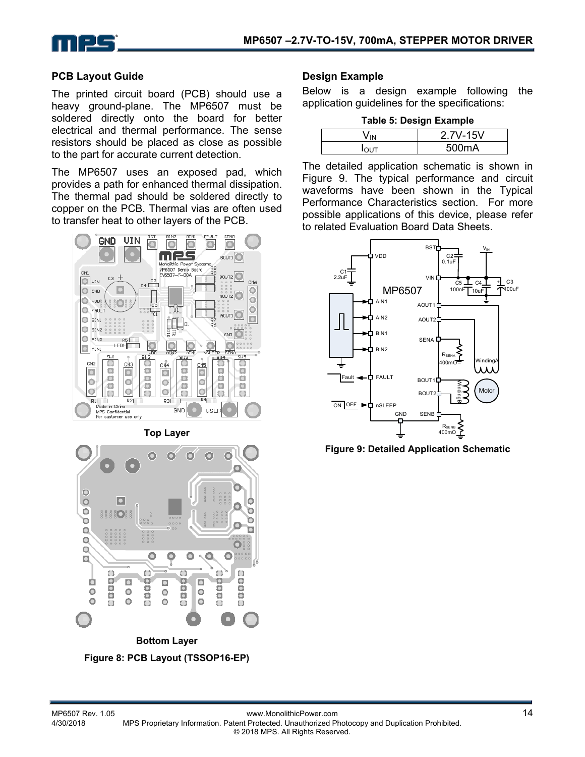## PCB Layout Guide

The printed circuit board (PCB) should use a heavy ground-plane. The MP6507 must be soldered directly onto the board for better electrical and thermal performance. The sense resistors should be placed as close as possible to the part for accurate current detection.

The MP6507 uses an exposed pad, which provides a path for enhanced thermal dissipation. The thermal pad should be soldered directly to copper on the PCB. Thermal vias are often used to transfer heat to other layers of the PCB.

Top Layer

Bottom Layer

**Figure 8: PCB Layout (TSSOP16-EP)**

## Design Example

Below is a design example following the application guidelines for the specifications:

**Table 5: Design Example**

| $V_{IN}$ | 2.7V-15V |
|---|---|
| $I_{OUT}$ | 500mA |

The detailed application schematic is shown in Figure 9. The typical performance and circuit waveforms have been shown in the Typical Performance Characteristics section. For more possible applications of this device, please refer to related Evaluation Board Data Sheets.

**Figure 9: Detailed Application Schematic**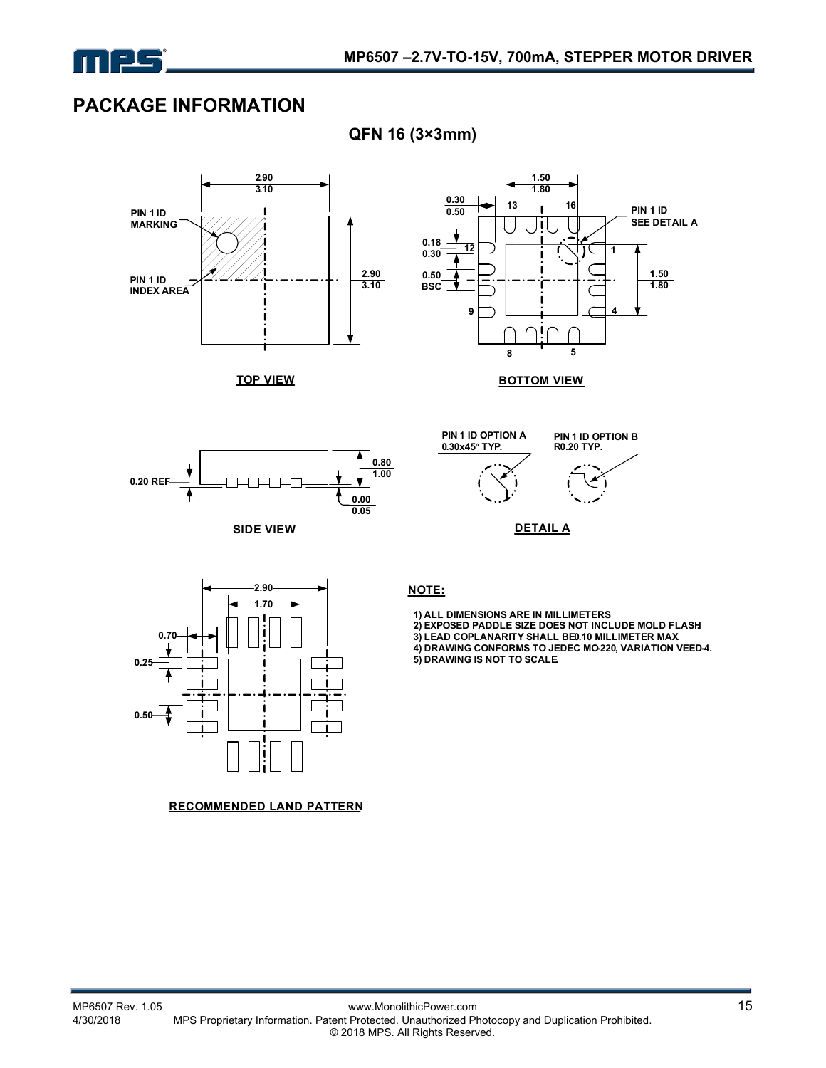# PACKAGE INFORMATION

## QFN 16 (3×3mm)

TOP VIEW

BOTTOM VIEW

SIDE VIEW

DETAIL A

RECOMMENDED LAND PATTERN

**NOTE:**

1) ALL DIMENSIONS ARE IN MILLIMETERS
2) EXPOSED PADDLE SIZE DOES NOT INCLUDE MOLD FLASH
3) LEAD COPLANARITY SHALL BE0.10 MILLIMETER MAX
4) DRAWING CONFORMS TO JEDEC MO-220, VARIATION VEED-4.
5) DRAWING IS NOT TO SCALE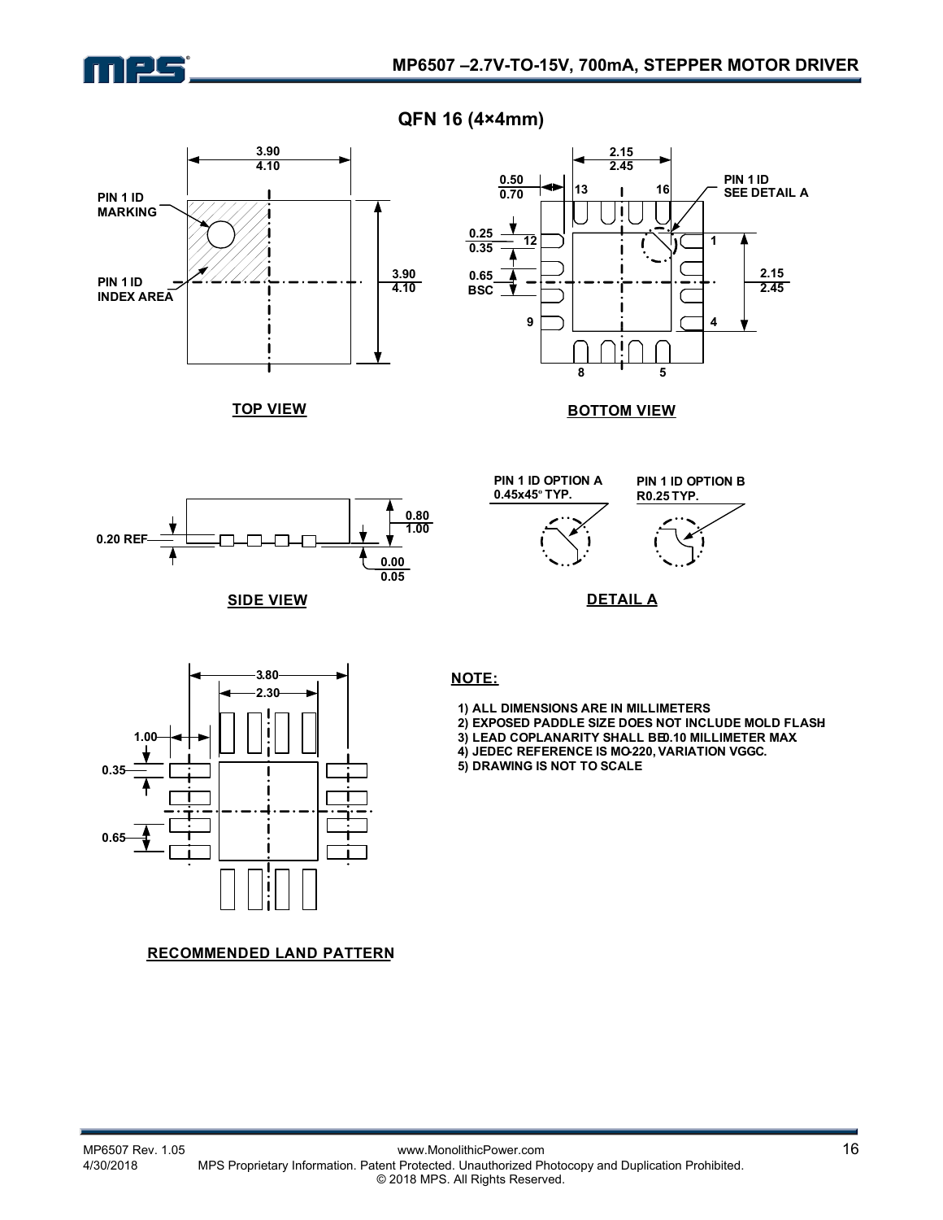## QFN 16 (4×4mm)

PIN 1 ID MARKING

PIN 1 ID INDEX AREA

3.90 / 4.10

3.90 / 4.10

**TOP VIEW**

2.15 / 2.45

0.50 / 0.70

0.25 / 0.35

0.65 BSC

PIN 1 ID SEE DETAIL A

2.15 / 2.45

**BOTTOM VIEW**

0.20 REF

0.80 / 1.00

0.00 / 0.05

**SIDE VIEW**

PIN 1 ID OPTION A 0.45x45° TYP.

PIN 1 ID OPTION B R0.25 TYP.

**DETAIL A**

3.80

2.30

1.00

0.35

0.65

**RECOMMENDED LAND PATTERN**

**NOTE:**

1) ALL DIMENSIONS ARE IN MILLIMETERS
2) EXPOSED PADDLE SIZE DOES NOT INCLUDE MOLD FLASH
3) LEAD COPLANARITY SHALL BE 0.10 MILLIMETER MAX
4) JEDEC REFERENCE IS MO-220, VARIATION VGGC.
5) DRAWING IS NOT TO SCALE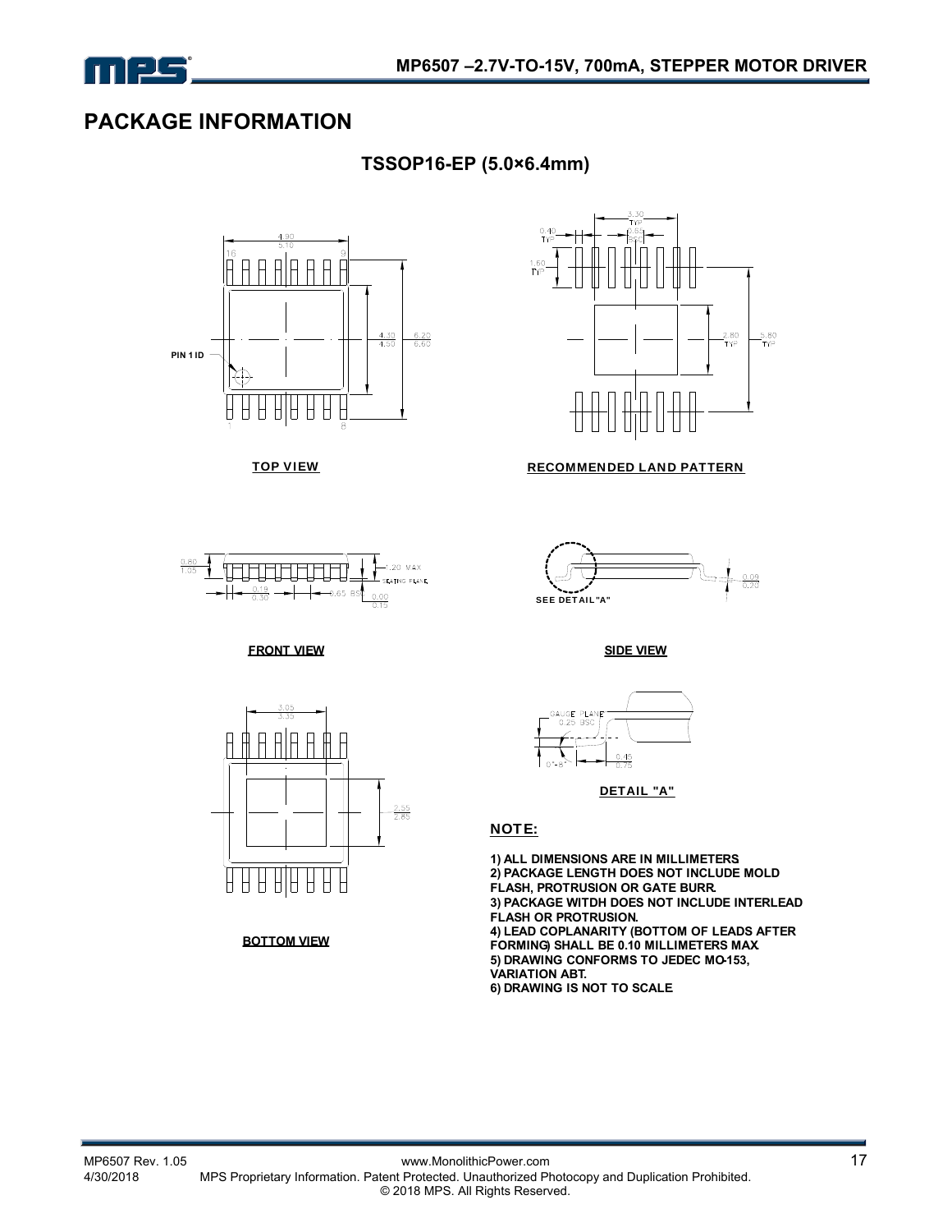# PACKAGE INFORMATION

## TSSOP16-EP (5.0×6.4mm)

TOP VIEW

RECOMMENDED LAND PATTERN

FRONT VIEW

SIDE VIEW

BOTTOM VIEW

DETAIL "A"

**NOTE:**

**1) ALL DIMENSIONS ARE IN MILLIMETERS**
**2) PACKAGE LENGTH DOES NOT INCLUDE MOLD FLASH, PROTRUSION OR GATE BURR.**
**3) PACKAGE WITDH DOES NOT INCLUDE INTERLEAD FLASH OR PROTRUSION.**
**4) LEAD COPLANARITY (BOTTOM OF LEADS AFTER FORMING) SHALL BE 0.10 MILLIMETERS MAX.**
**5) DRAWING CONFORMS TO JEDEC MO-153, VARIATION ABT.**
**6) DRAWING IS NOT TO SCALE**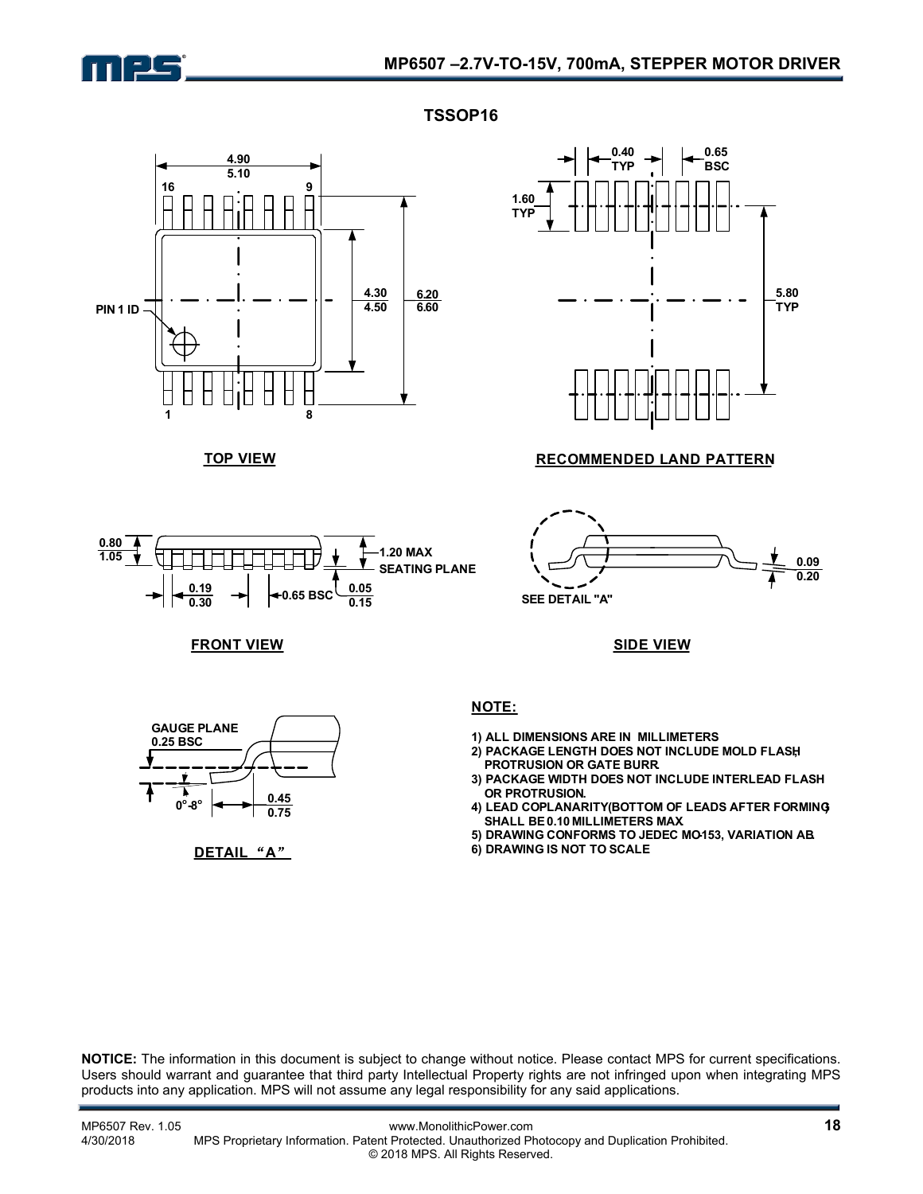## TSSOP16

4.90
5.10

16 9

PIN 1 ID

4.30
4.50

6.20
6.60

1 8

**TOP VIEW**

0.40
TYP

0.65
BSC

1.60
TYP

5.80
TYP

**RECOMMENDED LAND PATTERN**

0.80
1.05

1.20 MAX

SEATING PLANE

0.19
0.30

0.65 BSC

0.05
0.15

**FRONT VIEW**

SEE DETAIL "A"

0.09
0.20

**SIDE VIEW**

GAUGE PLANE
0.25 BSC

0°-8°

0.45
0.75

**DETAIL "A"**

**NOTE:**

1) ALL DIMENSIONS ARE IN MILLIMETERS
2) PACKAGE LENGTH DOES NOT INCLUDE MOLD FLASH, PROTRUSION OR GATE BURR.
3) PACKAGE WIDTH DOES NOT INCLUDE INTERLEAD FLASH OR PROTRUSION.
4) LEAD COPLANARITY (BOTTOM OF LEADS AFTER FORMING) SHALL BE 0.10 MILLIMETERS MAX.
5) DRAWING CONFORMS TO JEDEC MO-153, VARIATION AB.
6) DRAWING IS NOT TO SCALE

**NOTICE:** The information in this document is subject to change without notice. Please contact MPS for current specifications. Users should warrant and guarantee that third party Intellectual Property rights are not infringed upon when integrating MPS products into any application. MPS will not assume any legal responsibility for any said applications.